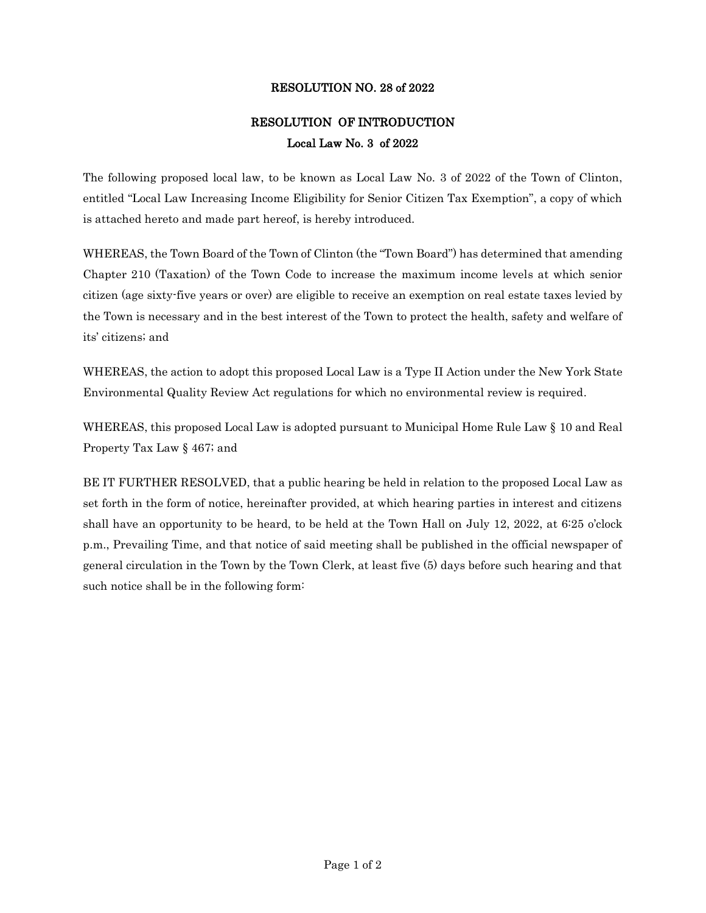**RESOLUTION NO. 28 of 2022**

**RESOLUTION OF INTRODUCTION**

**Local Law No. 3 of 2022**

The following proposed local law, to be known as Local Law No. 3 of 2022 of the Town of Clinton, entitled "Local Law Increasing Income Eligibility for Senior Citizen Tax Exemption", a copy of which is attached hereto and made part hereof, is hereby introduced.

WHEREAS, the Town Board of the Town of Clinton (the "Town Board") has determined that amending Chapter 210 (Taxation) of the Town Code to increase the maximum income levels at which senior citizen (age sixty-five years or over) are eligible to receive an exemption on real estate taxes levied by the Town is necessary and in the best interest of the Town to protect the health, safety and welfare of its' citizens; and

WHEREAS, the action to adopt this proposed Local Law is a Type II Action under the New York State Environmental Quality Review Act regulations for which no environmental review is required.

WHEREAS, this proposed Local Law is adopted pursuant to Municipal Home Rule Law § 10 and Real Property Tax Law § 467; and

BE IT FURTHER RESOLVED, that a public hearing be held in relation to the proposed Local Law as set forth in the form of notice, hereinafter provided, at which hearing parties in interest and citizens shall have an opportunity to be heard, to be held at the Town Hall on July 12, 2022, at 6:25 o'clock p.m., Prevailing Time, and that notice of said meeting shall be published in the official newspaper of general circulation in the Town by the Town Clerk, at least five (5) days before such hearing and that such notice shall be in the following form: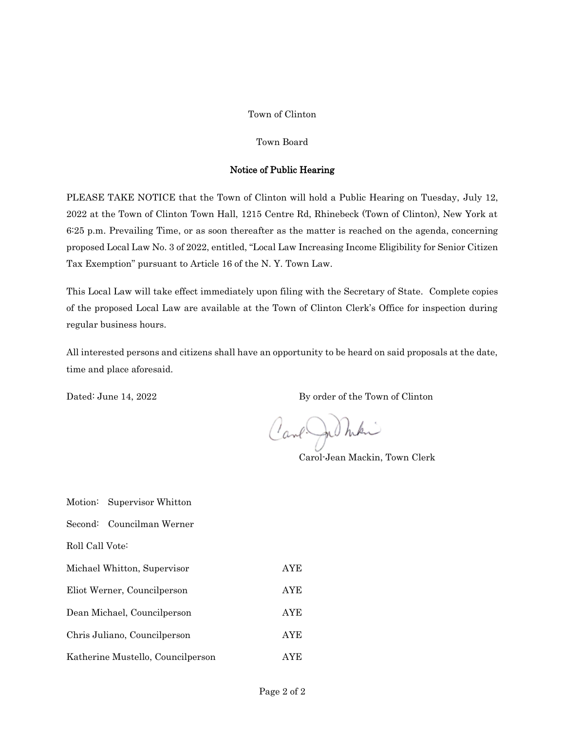Town of Clinton

Town Board

**Notice of Public Hearing**

PLEASE TAKE NOTICE that the Town of Clinton will hold a Public Hearing on Tuesday, July 12, 2022 at the Town of Clinton Town Hall, 1215 Centre Rd, Rhinebeck (Town of Clinton), New York at 6:25 p.m. Prevailing Time, or as soon thereafter as the matter is reached on the agenda, concerning proposed Local Law No. 3 of 2022, entitled, "Local Law Increasing Income Eligibility for Senior Citizen Tax Exemption" pursuant to Article 16 of the N. Y. Town Law.

This Local Law will take effect immediately upon filing with the Secretary of State. Complete copies of the proposed Local Law are available at the Town of Clinton Clerk's Office for inspection during regular business hours.

All interested persons and citizens shall have an opportunity to be heard on said proposals at the date, time and place aforesaid.

Dated: June 14, 2022

By order of the Town of Clinton

Carol-Jean Mackin, Town Clerk

Motion: Supervisor Whitton

Second: Councilman Werner

Roll Call Vote:

| | |
|---|---|
| Michael Whitton, Supervisor | AYE |
| Eliot Werner, Councilperson | AYE |
| Dean Michael, Councilperson | AYE |
| Chris Juliano, Councilperson | AYE |
| Katherine Mustello, Councilperson | AYE |